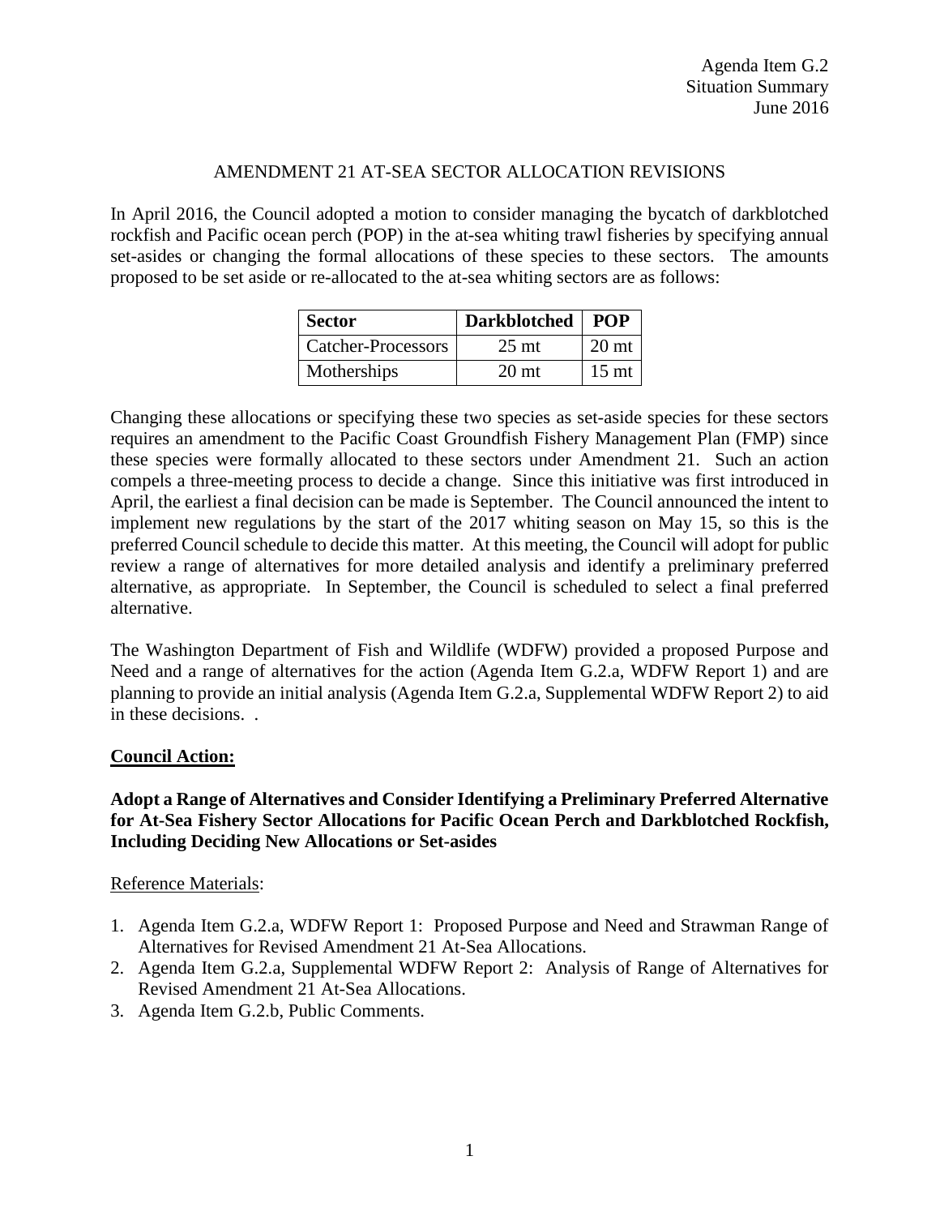Agenda Item G.2
Situation Summary
June 2016

# AMENDMENT 21 AT-SEA SECTOR ALLOCATION REVISIONS

In April 2016, the Council adopted a motion to consider managing the bycatch of darkblotched rockfish and Pacific ocean perch (POP) in the at-sea whiting trawl fisheries by specifying annual set-asides or changing the formal allocations of these species to these sectors. The amounts proposed to be set aside or re-allocated to the at-sea whiting sectors are as follows:

| Sector | Darkblotched | POP |
|---|---|---|
| Catcher-Processors | 25 mt | 20 mt |
| Motherships | 20 mt | 15 mt |

Changing these allocations or specifying these two species as set-aside species for these sectors requires an amendment to the Pacific Coast Groundfish Fishery Management Plan (FMP) since these species were formally allocated to these sectors under Amendment 21. Such an action compels a three-meeting process to decide a change. Since this initiative was first introduced in April, the earliest a final decision can be made is September. The Council announced the intent to implement new regulations by the start of the 2017 whiting season on May 15, so this is the preferred Council schedule to decide this matter. At this meeting, the Council will adopt for public review a range of alternatives for more detailed analysis and identify a preliminary preferred alternative, as appropriate. In September, the Council is scheduled to select a final preferred alternative.

The Washington Department of Fish and Wildlife (WDFW) provided a proposed Purpose and Need and a range of alternatives for the action (Agenda Item G.2.a, WDFW Report 1) and are planning to provide an initial analysis (Agenda Item G.2.a, Supplemental WDFW Report 2) to aid in these decisions. .

## Council Action:

**Adopt a Range of Alternatives and Consider Identifying a Preliminary Preferred Alternative for At-Sea Fishery Sector Allocations for Pacific Ocean Perch and Darkblotched Rockfish, Including Deciding New Allocations or Set-asides**

Reference Materials:

1. Agenda Item G.2.a, WDFW Report 1: Proposed Purpose and Need and Strawman Range of Alternatives for Revised Amendment 21 At-Sea Allocations.
2. Agenda Item G.2.a, Supplemental WDFW Report 2: Analysis of Range of Alternatives for Revised Amendment 21 At-Sea Allocations.
3. Agenda Item G.2.b, Public Comments.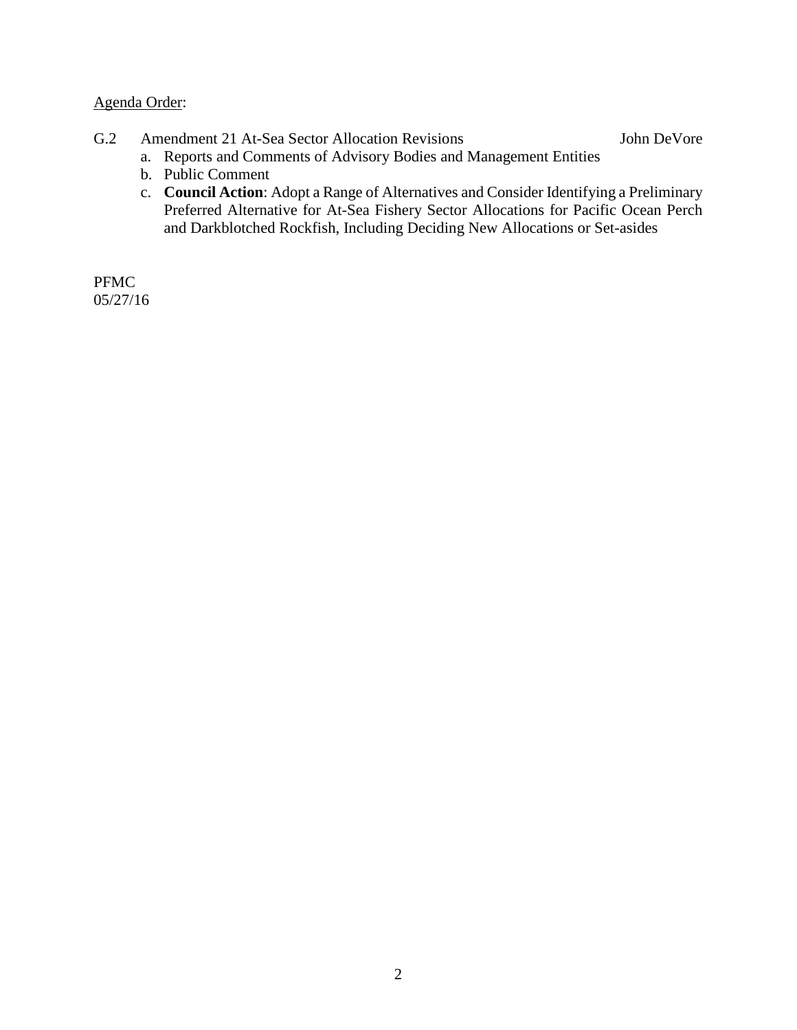Agenda Order:

G.2 Amendment 21 At-Sea Sector Allocation Revisions John DeVore

a. Reports and Comments of Advisory Bodies and Management Entities
b. Public Comment
c. **Council Action**: Adopt a Range of Alternatives and Consider Identifying a Preliminary Preferred Alternative for At-Sea Fishery Sector Allocations for Pacific Ocean Perch and Darkblotched Rockfish, Including Deciding New Allocations or Set-asides

PFMC
05/27/16